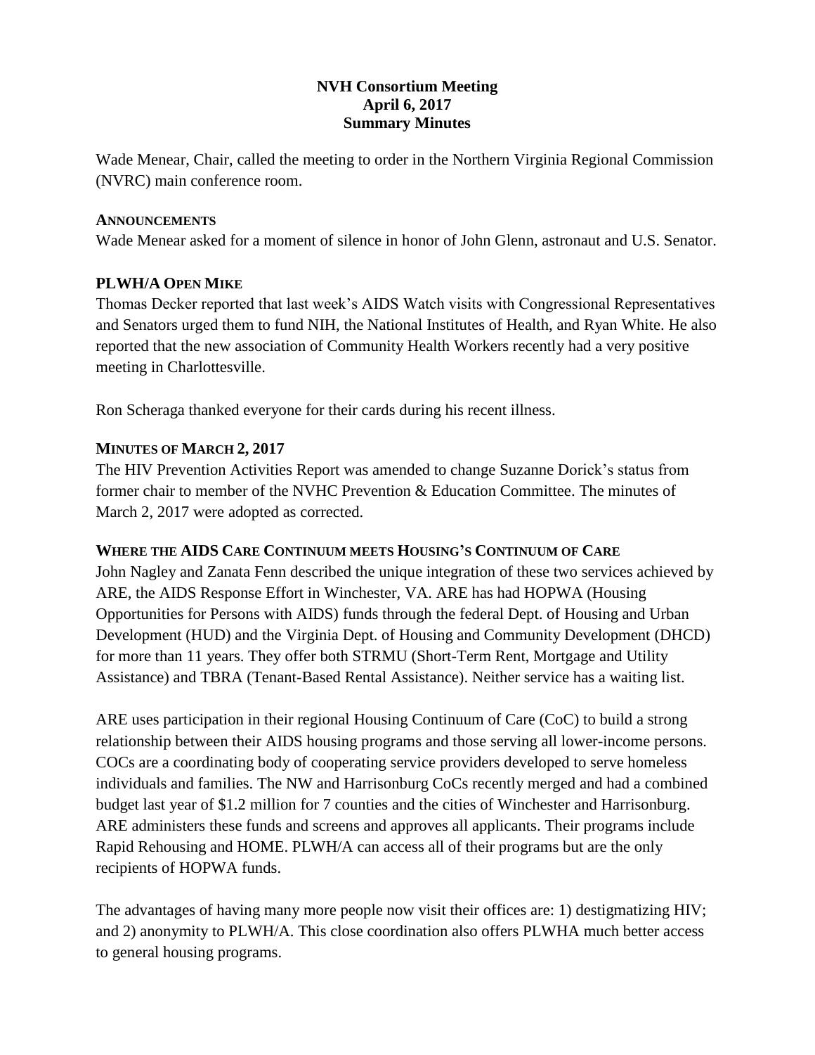# NVH Consortium Meeting
## April 6, 2017
## Summary Minutes

Wade Menear, Chair, called the meeting to order in the Northern Virginia Regional Commission (NVRC) main conference room.

### ANNOUNCEMENTS

Wade Menear asked for a moment of silence in honor of John Glenn, astronaut and U.S. Senator.

### PLWH/A OPEN MIKE

Thomas Decker reported that last week's AIDS Watch visits with Congressional Representatives and Senators urged them to fund NIH, the National Institutes of Health, and Ryan White. He also reported that the new association of Community Health Workers recently had a very positive meeting in Charlottesville.

Ron Scheraga thanked everyone for their cards during his recent illness.

### MINUTES OF MARCH 2, 2017

The HIV Prevention Activities Report was amended to change Suzanne Dorick's status from former chair to member of the NVHC Prevention & Education Committee. The minutes of March 2, 2017 were adopted as corrected.

### WHERE THE AIDS CARE CONTINUUM MEETS HOUSING'S CONTINUUM OF CARE

John Nagley and Zanata Fenn described the unique integration of these two services achieved by ARE, the AIDS Response Effort in Winchester, VA. ARE has had HOPWA (Housing Opportunities for Persons with AIDS) funds through the federal Dept. of Housing and Urban Development (HUD) and the Virginia Dept. of Housing and Community Development (DHCD) for more than 11 years. They offer both STRMU (Short-Term Rent, Mortgage and Utility Assistance) and TBRA (Tenant-Based Rental Assistance). Neither service has a waiting list.

ARE uses participation in their regional Housing Continuum of Care (CoC) to build a strong relationship between their AIDS housing programs and those serving all lower-income persons. COCs are a coordinating body of cooperating service providers developed to serve homeless individuals and families. The NW and Harrisonburg CoCs recently merged and had a combined budget last year of $1.2 million for 7 counties and the cities of Winchester and Harrisonburg. ARE administers these funds and screens and approves all applicants. Their programs include Rapid Rehousing and HOME. PLWH/A can access all of their programs but are the only recipients of HOPWA funds.

The advantages of having many more people now visit their offices are: 1) destigmatizing HIV; and 2) anonymity to PLWH/A. This close coordination also offers PLWHA much better access to general housing programs.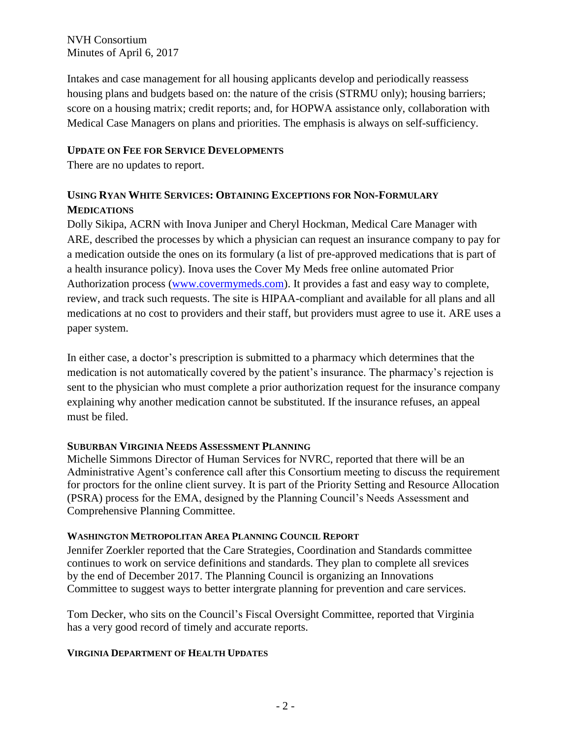Intakes and case management for all housing applicants develop and periodically reassess housing plans and budgets based on: the nature of the crisis (STRMU only); housing barriers; score on a housing matrix; credit reports; and, for HOPWA assistance only, collaboration with Medical Case Managers on plans and priorities. The emphasis is always on self-sufficiency.

### UPDATE ON FEE FOR SERVICE DEVELOPMENTS

There are no updates to report.

### USING RYAN WHITE SERVICES: OBTAINING EXCEPTIONS FOR NON-FORMULARY MEDICATIONS

Dolly Sikipa, ACRN with Inova Juniper and Cheryl Hockman, Medical Care Manager with ARE, described the processes by which a physician can request an insurance company to pay for a medication outside the ones on its formulary (a list of pre-approved medications that is part of a health insurance policy). Inova uses the Cover My Meds free online automated Prior Authorization process ([www.covermymeds.com](www.covermymeds.com)). It provides a fast and easy way to complete, review, and track such requests. The site is HIPAA-compliant and available for all plans and all medications at no cost to providers and their staff, but providers must agree to use it. ARE uses a paper system.

In either case, a doctor's prescription is submitted to a pharmacy which determines that the medication is not automatically covered by the patient's insurance. The pharmacy's rejection is sent to the physician who must complete a prior authorization request for the insurance company explaining why another medication cannot be substituted. If the insurance refuses, an appeal must be filed.

### SUBURBAN VIRGINIA NEEDS ASSESSMENT PLANNING

Michelle Simmons Director of Human Services for NVRC, reported that there will be an Administrative Agent's conference call after this Consortium meeting to discuss the requirement for proctors for the online client survey. It is part of the Priority Setting and Resource Allocation (PSRA) process for the EMA, designed by the Planning Council's Needs Assessment and Comprehensive Planning Committee.

### WASHINGTON METROPOLITAN AREA PLANNING COUNCIL REPORT

Jennifer Zoerkler reported that the Care Strategies, Coordination and Standards committee continues to work on service definitions and standards. They plan to complete all srevices by the end of December 2017. The Planning Council is organizing an Innovations Committee to suggest ways to better intergrate planning for prevention and care services.

Tom Decker, who sits on the Council's Fiscal Oversight Committee, reported that Virginia has a very good record of timely and accurate reports.

### VIRGINIA DEPARTMENT OF HEALTH UPDATES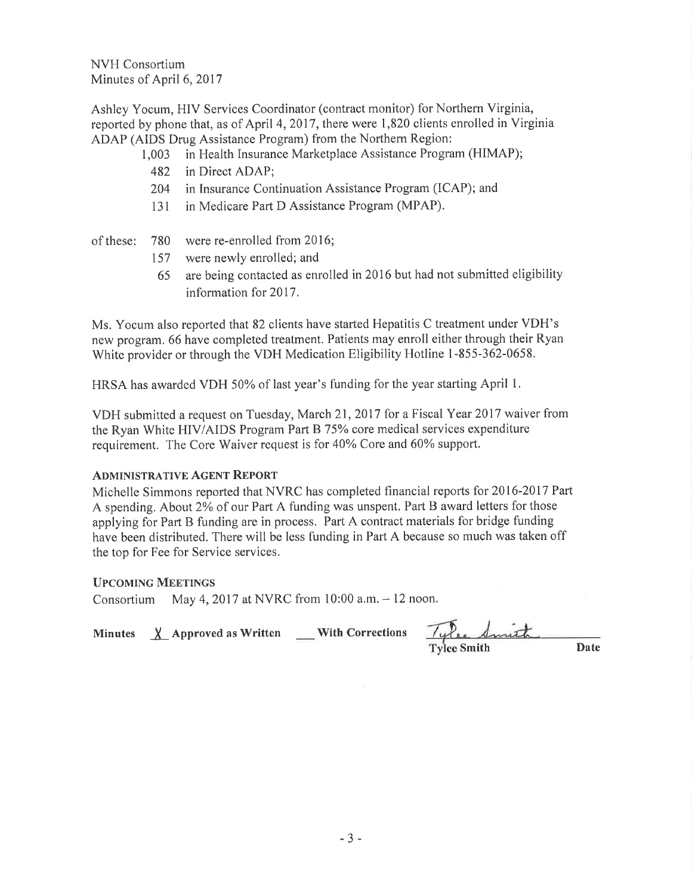NVH Consortium
Minutes of April 6, 2017

Ashley Yocum, HIV Services Coordinator (contract monitor) for Northern Virginia, reported by phone that, as of April 4, 2017, there were 1,820 clients enrolled in Virginia ADAP (AIDS Drug Assistance Program) from the Northern Region:

- 1,003 in Health Insurance Marketplace Assistance Program (HIMAP);
- 482 in Direct ADAP;
- 204 in Insurance Continuation Assistance Program (ICAP); and
- 131 in Medicare Part D Assistance Program (MPAP).

of these:

- 780 were re-enrolled from 2016;
- 157 were newly enrolled; and
- 65 are being contacted as enrolled in 2016 but had not submitted eligibility information for 2017.

Ms. Yocum also reported that 82 clients have started Hepatitis C treatment under VDH's new program. 66 have completed treatment. Patients may enroll either through their Ryan White provider or through the VDH Medication Eligibility Hotline 1-855-362-0658.

HRSA has awarded VDH 50% of last year's funding for the year starting April 1.

VDH submitted a request on Tuesday, March 21, 2017 for a Fiscal Year 2017 waiver from the Ryan White HIV/AIDS Program Part B 75% core medical services expenditure requirement. The Core Waiver request is for 40% Core and 60% support.

### Administrative Agent Report

Michelle Simmons reported that NVRC has completed financial reports for 2016-2017 Part A spending. About 2% of our Part A funding was unspent. Part B award letters for those applying for Part B funding are in process. Part A contract materials for bridge funding have been distributed. There will be less funding in Part A because so much was taken off the top for Fee for Service services.

### Upcoming Meetings

Consortium May 4, 2017 at NVRC from 10:00 a.m. – 12 noon.

**Minutes** X **Approved as Written** ___ **With Corrections**

Tylee Smith

**Tylee Smith** **Date**